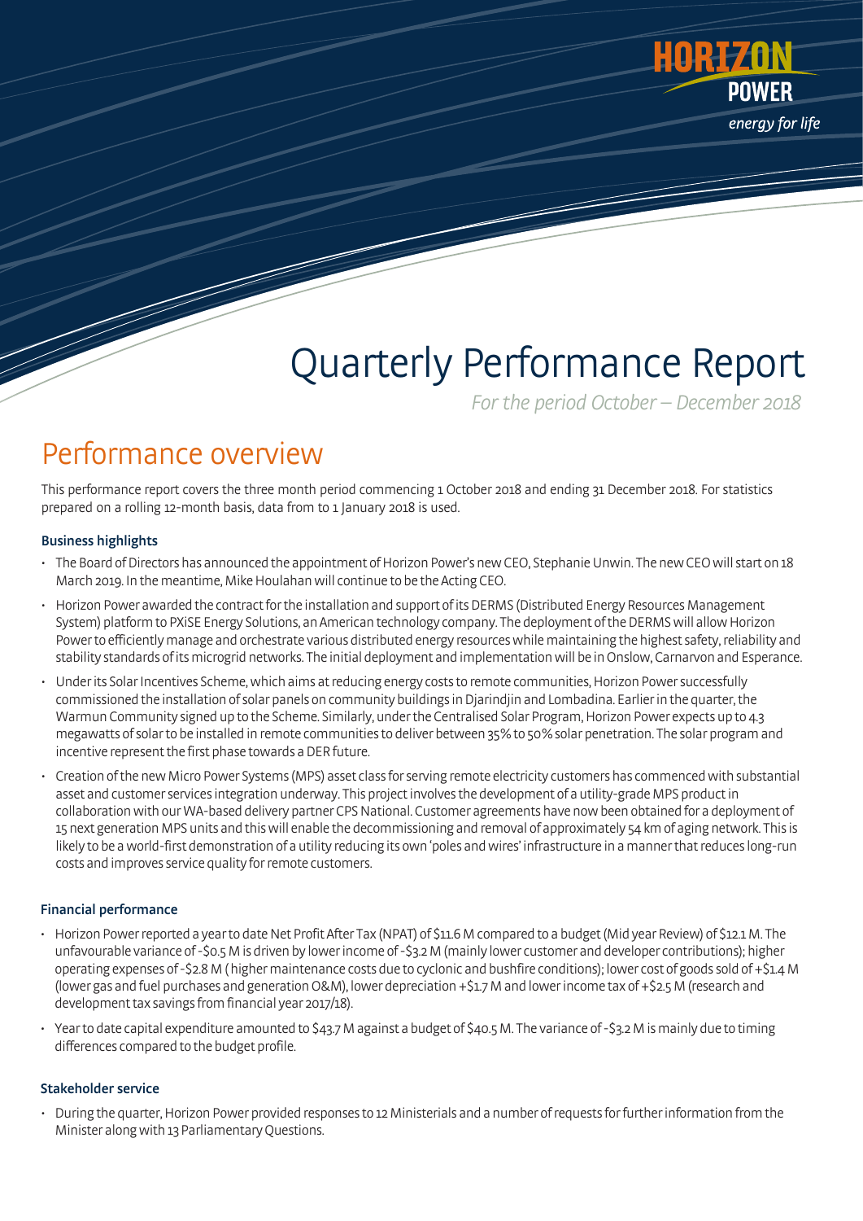HORIZON POWER

*energy for life*

# Quarterly Performance Report

*For the period October – December 2018*

## Performance overview

This performance report covers the three month period commencing 1 October 2018 and ending 31 December 2018. For statistics prepared on a rolling 12-month basis, data from to 1 January 2018 is used.

### Business highlights

- The Board of Directors has announced the appointment of Horizon Power's new CEO, Stephanie Unwin. The new CEO will start on 18 March 2019. In the meantime, Mike Houlahan will continue to be the Acting CEO.
- Horizon Power awarded the contract for the installation and support of its DERMS (Distributed Energy Resources Management System) platform to PXiSE Energy Solutions, an American technology company. The deployment of the DERMS will allow Horizon Power to efficiently manage and orchestrate various distributed energy resources while maintaining the highest safety, reliability and stability standards of its microgrid networks. The initial deployment and implementation will be in Onslow, Carnarvon and Esperance.
- Under its Solar Incentives Scheme, which aims at reducing energy costs to remote communities, Horizon Power successfully commissioned the installation of solar panels on community buildings in Djarindjin and Lombadina. Earlier in the quarter, the Warmun Community signed up to the Scheme. Similarly, under the Centralised Solar Program, Horizon Power expects up to 4.3 megawatts of solar to be installed in remote communities to deliver between 35% to 50% solar penetration. The solar program and incentive represent the first phase towards a DER future.
- Creation of the new Micro Power Systems (MPS) asset class for serving remote electricity customers has commenced with substantial asset and customer services integration underway. This project involves the development of a utility-grade MPS product in collaboration with our WA-based delivery partner CPS National. Customer agreements have now been obtained for a deployment of 15 next generation MPS units and this will enable the decommissioning and removal of approximately 54 km of aging network. This is likely to be a world-first demonstration of a utility reducing its own 'poles and wires' infrastructure in a manner that reduces long-run costs and improves service quality for remote customers.

### Financial performance

- Horizon Power reported a year to date Net Profit After Tax (NPAT) of $11.6 M compared to a budget (Mid year Review) of $12.1 M. The unfavourable variance of -$0.5 M is driven by lower income of -$3.2 M (mainly lower customer and developer contributions); higher operating expenses of -$2.8 M ( higher maintenance costs due to cyclonic and bushfire conditions); lower cost of goods sold of +$1.4 M (lower gas and fuel purchases and generation O&M), lower depreciation +$1.7 M and lower income tax of +$2.5 M (research and development tax savings from financial year 2017/18).
- Year to date capital expenditure amounted to $43.7 M against a budget of $40.5 M. The variance of -$3.2 M is mainly due to timing differences compared to the budget profile.

### Stakeholder service

- During the quarter, Horizon Power provided responses to 12 Ministerials and a number of requests for further information from the Minister along with 13 Parliamentary Questions.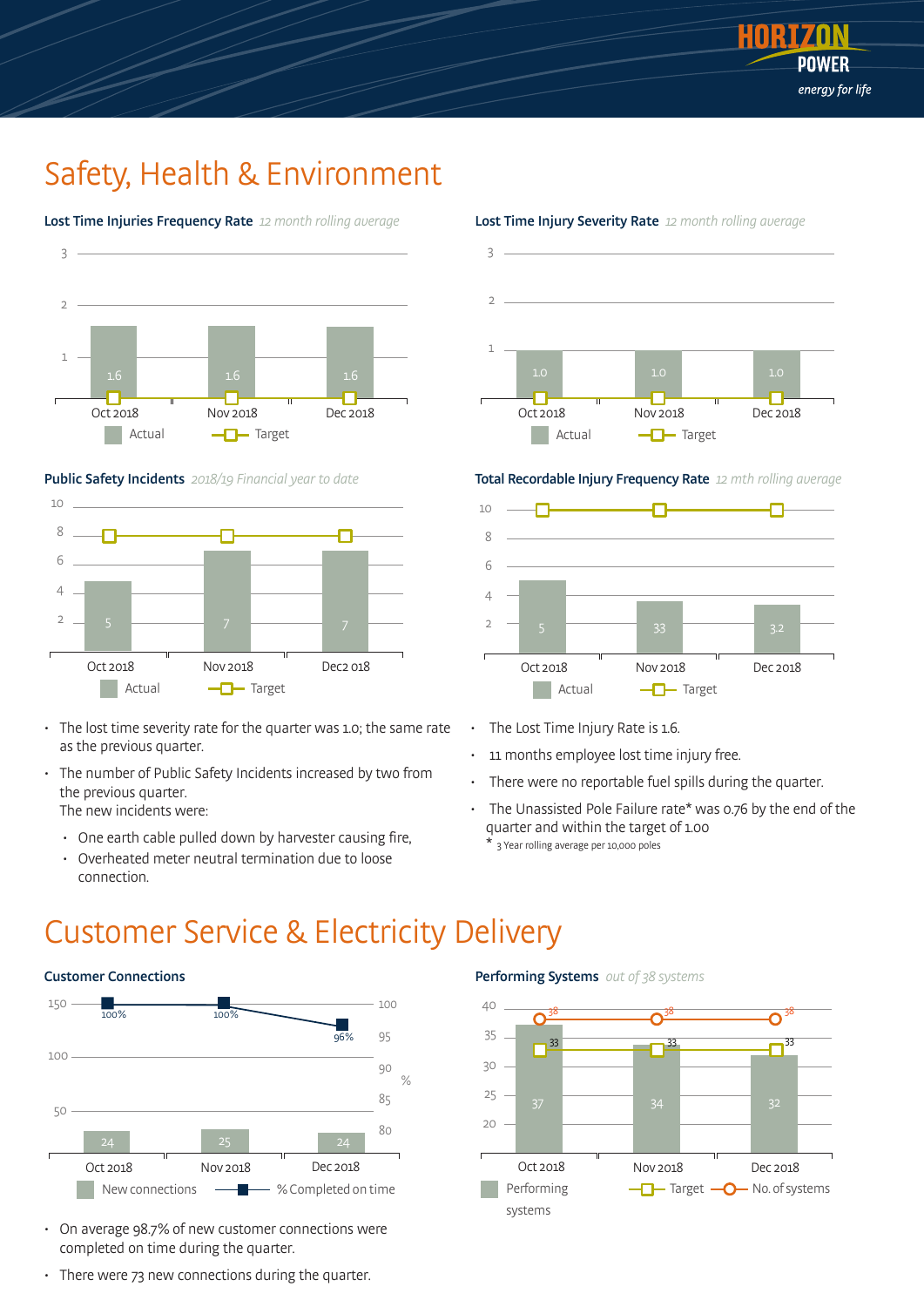# Safety, Health & Environment

### Lost Time Injuries Frequency Rate *12 month rolling average*

| | Oct 2018 | Nov 2018 | Dec 2018 |
|---|---|---|---|
| Actual | 1.6 | 1.6 | 1.6 |

### Lost Time Injury Severity Rate *12 month rolling average*

| | Oct 2018 | Nov 2018 | Dec 2018 |
|---|---|---|---|
| Actual | 1.0 | 1.0 | 1.0 |

### Public Safety Incidents *2018/19 Financial year to date*

| | Oct 2018 | Nov 2018 | Dec2 018 |
|---|---|---|---|
| Actual | 5 | 7 | 7 |

### Total Recordable Injury Frequency Rate *12 mth rolling average*

| | Oct 2018 | Nov 2018 | Dec 2018 |
|---|---|---|---|
| Actual | 5 | 33 | 3.2 |

- The lost time severity rate for the quarter was 1.0; the same rate as the previous quarter.
- The number of Public Safety Incidents increased by two from the previous quarter.
  The new incidents were:
  - One earth cable pulled down by harvester causing fire,
  - Overheated meter neutral termination due to loose connection.
- The Lost Time Injury Rate is 1.6.
- 11 months employee lost time injury free.
- There were no reportable fuel spills during the quarter.
- The Unassisted Pole Failure rate* was 0.76 by the end of the quarter and within the target of 1.00

\* 3 Year rolling average per 10,000 poles

# Customer Service & Electricity Delivery

### Customer Connections

| | Oct 2018 | Nov 2018 | Dec 2018 |
|---|---|---|---|
| New connections | 24 | 25 | 24 |
| % Completed on time | 100% | 100% | 96% |

### Performing Systems *out of 38 systems*

| | Oct 2018 | Nov 2018 | Dec 2018 |
|---|---|---|---|
| Performing systems | 37 | 34 | 32 |
| Target | 33 | 33 | 33 |
| No. of systems | 38 | 38 | 38 |

- On average 98.7% of new customer connections were completed on time during the quarter.
- There were 73 new connections during the quarter.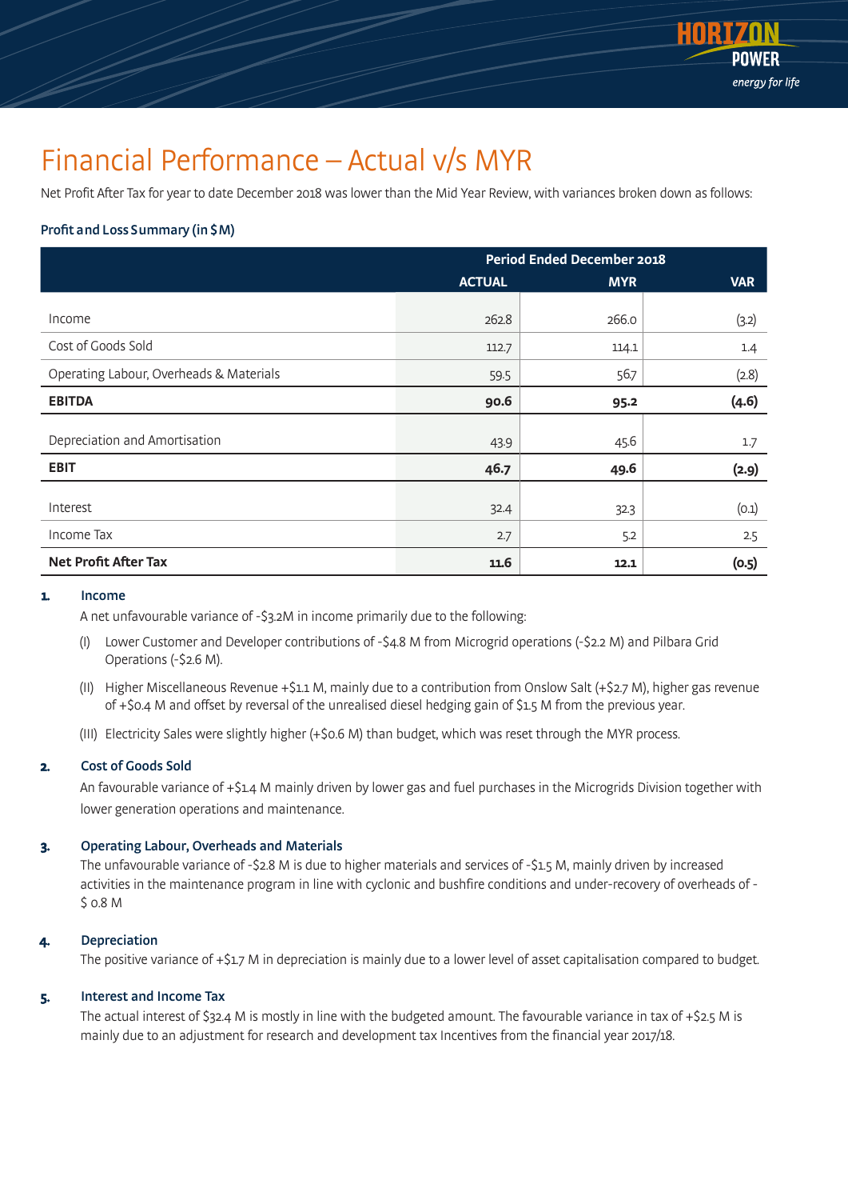# Financial Performance – Actual v/s MYR

Net Profit After Tax for year to date December 2018 was lower than the Mid Year Review, with variances broken down as follows:

**Profit and Loss Summary (in $M)**

| | Period Ended December 2018 | | |
|---|---|---|---|
| | **ACTUAL** | **MYR** | **VAR** |
| Income | 262.8 | 266.0 | (3.2) |
| Cost of Goods Sold | 112.7 | 114.1 | 1.4 |
| Operating Labour, Overheads & Materials | 59.5 | 56.7 | (2.8) |
| **EBITDA** | **90.6** | **95.2** | **(4.6)** |
| Depreciation and Amortisation | 43.9 | 45.6 | 1.7 |
| **EBIT** | **46.7** | **49.6** | **(2.9)** |
| Interest | 32.4 | 32.3 | (0.1) |
| Income Tax | 2.7 | 5.2 | 2.5 |
| **Net Profit After Tax** | **11.6** | **12.1** | **(0.5)** |

**1. Income**

A net unfavourable variance of -$3.2M in income primarily due to the following:

(I) Lower Customer and Developer contributions of -$4.8 M from Microgrid operations (-$2.2 M) and Pilbara Grid Operations (-$2.6 M).

(II) Higher Miscellaneous Revenue +$1.1 M, mainly due to a contribution from Onslow Salt (+$2.7 M), higher gas revenue of +$0.4 M and offset by reversal of the unrealised diesel hedging gain of $1.5 M from the previous year.

(III) Electricity Sales were slightly higher (+$0.6 M) than budget, which was reset through the MYR process.

**2. Cost of Goods Sold**

An favourable variance of +$1.4 M mainly driven by lower gas and fuel purchases in the Microgrids Division together with lower generation operations and maintenance.

**3. Operating Labour, Overheads and Materials**

The unfavourable variance of -$2.8 M is due to higher materials and services of -$1.5 M, mainly driven by increased activities in the maintenance program in line with cyclonic and bushfire conditions and under-recovery of overheads of -$ 0.8 M

**4. Depreciation**

The positive variance of +$1.7 M in depreciation is mainly due to a lower level of asset capitalisation compared to budget.

**5. Interest and Income Tax**

The actual interest of $32.4 M is mostly in line with the budgeted amount. The favourable variance in tax of +$2.5 M is mainly due to an adjustment for research and development tax Incentives from the financial year 2017/18.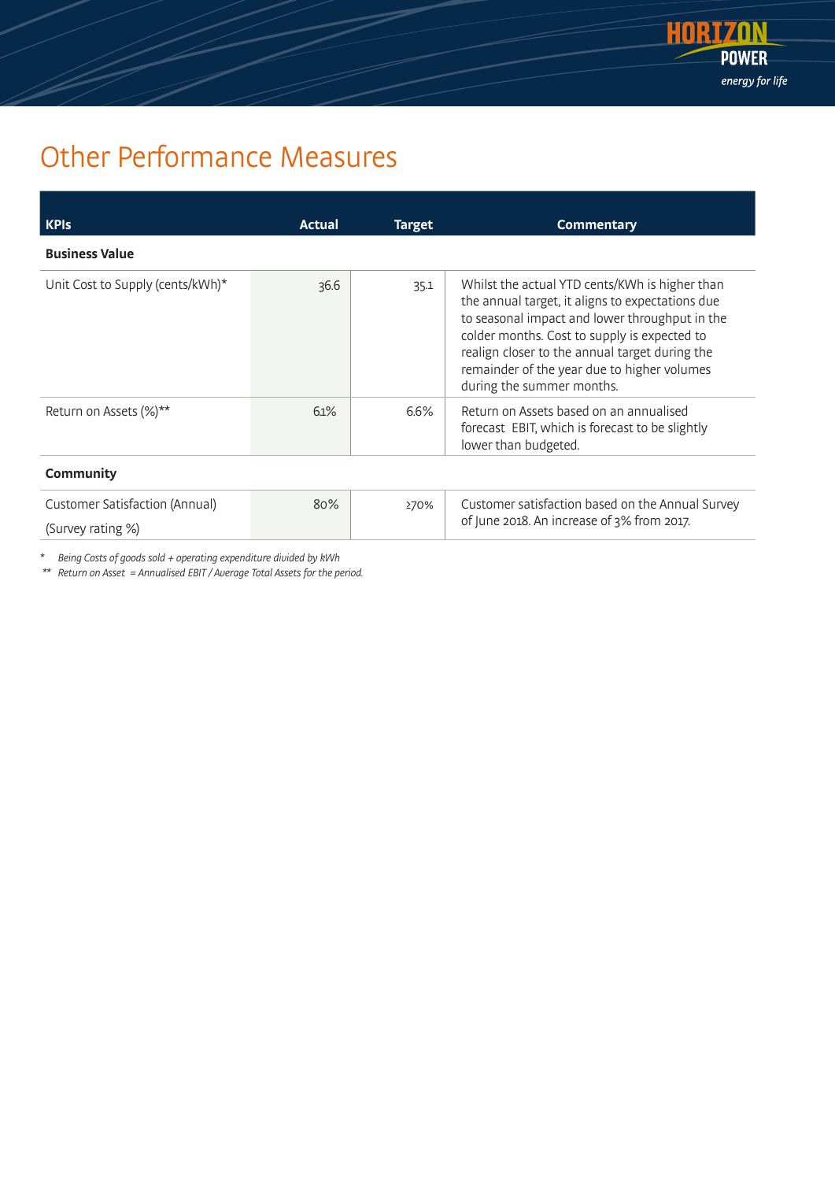# Other Performance Measures

| KPIs | Actual | Target | Commentary |
|---|---|---|---|
| **Business Value** | | | |
| Unit Cost to Supply (cents/kWh)* | 36.6 | 35.1 | Whilst the actual YTD cents/KWh is higher than the annual target, it aligns to expectations due to seasonal impact and lower throughput in the colder months. Cost to supply is expected to realign closer to the annual target during the remainder of the year due to higher volumes during the summer months. |
| Return on Assets (%)** | 6.1% | 6.6% | Return on Assets based on an annualised forecast EBIT, which is forecast to be slightly lower than budgeted. |
| **Community** | | | |
| Customer Satisfaction (Annual) (Survey rating %) | 80% | ≥70% | Customer satisfaction based on the Annual Survey of June 2018. An increase of 3% from 2017. |

\* *Being Costs of goods sold + operating expenditure divided by kWh*

\*\* *Return on Asset = Annualised EBIT / Average Total Assets for the period.*